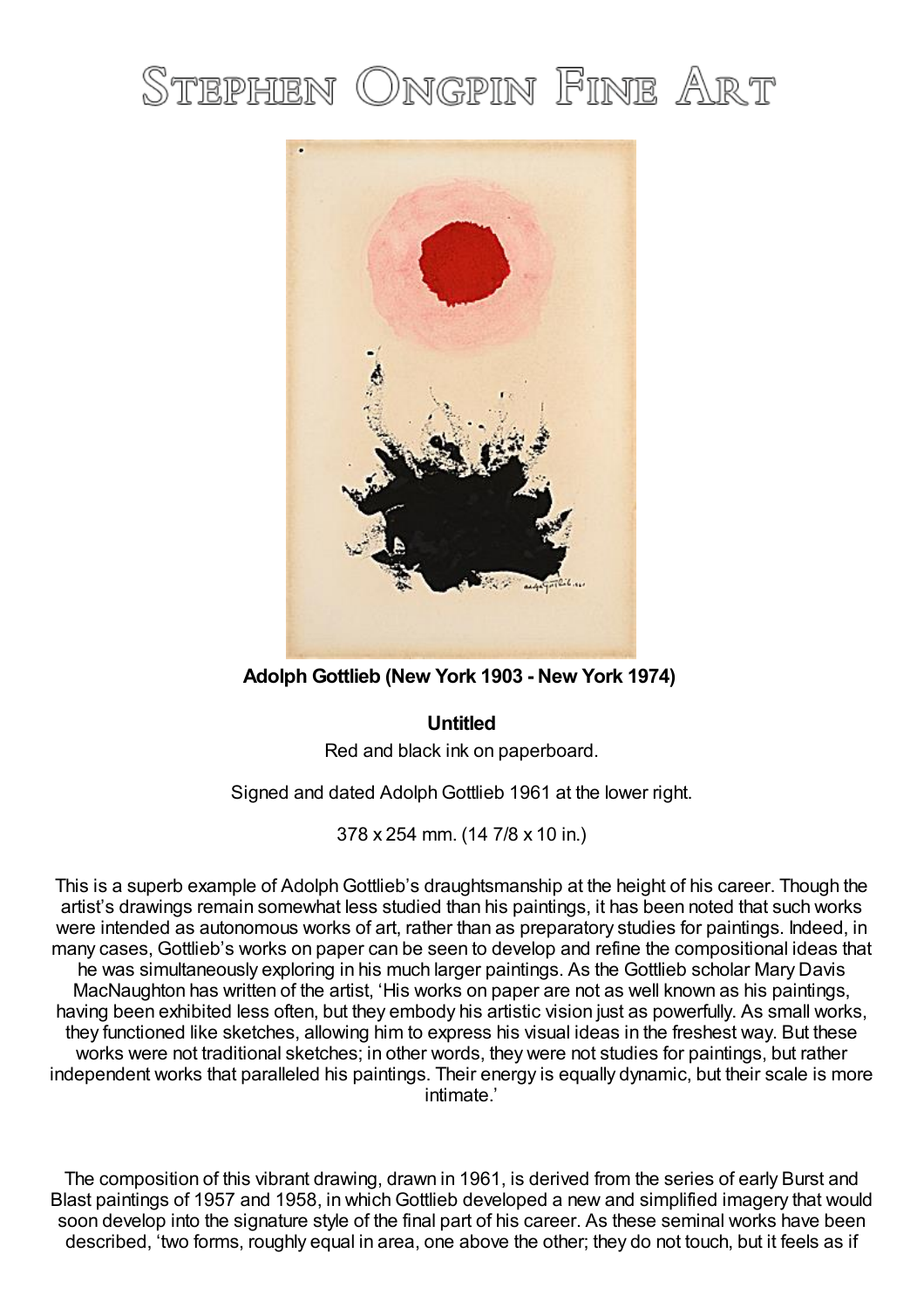# Stephen Ongpin Fine Art

**Adolph Gottlieb (New York 1903 - New York 1974)**

**Untitled**

Red and black ink on paperboard.

Signed and dated Adolph Gottlieb 1961 at the lower right.

378 x 254 mm. (14 7/8 x 10 in.)

This is a superb example of Adolph Gottlieb's draughtsmanship at the height of his career. Though the artist's drawings remain somewhat less studied than his paintings, it has been noted that such works were intended as autonomous works of art, rather than as preparatory studies for paintings. Indeed, in many cases, Gottlieb's works on paper can be seen to develop and refine the compositional ideas that he was simultaneously exploring in his much larger paintings. As the Gottlieb scholar Mary Davis MacNaughton has written of the artist, 'His works on paper are not as well known as his paintings, having been exhibited less often, but they embody his artistic vision just as powerfully. As small works, they functioned like sketches, allowing him to express his visual ideas in the freshest way. But these works were not traditional sketches; in other words, they were not studies for paintings, but rather independent works that paralleled his paintings. Their energy is equally dynamic, but their scale is more intimate.'

The composition of this vibrant drawing, drawn in 1961, is derived from the series of early Burst and Blast paintings of 1957 and 1958, in which Gottlieb developed a new and simplified imagery that would soon develop into the signature style of the final part of his career. As these seminal works have been described, 'two forms, roughly equal in area, one above the other; they do not touch, but it feels as if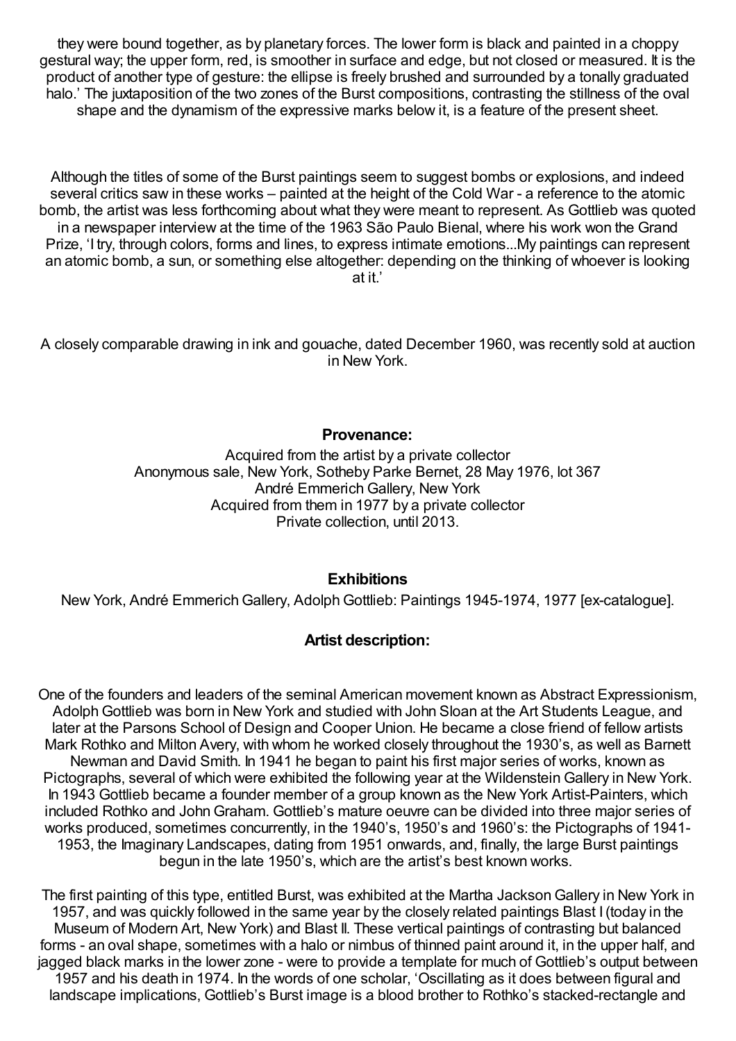they were bound together, as by planetary forces. The lower form is black and painted in a choppy gestural way; the upper form, red, is smoother in surface and edge, but not closed or measured. It is the product of another type of gesture: the ellipse is freely brushed and surrounded by a tonally graduated halo.' The juxtaposition of the two zones of the Burst compositions, contrasting the stillness of the oval shape and the dynamism of the expressive marks below it, is a feature of the present sheet.

Although the titles of some of the Burst paintings seem to suggest bombs or explosions, and indeed several critics saw in these works – painted at the height of the Cold War - a reference to the atomic bomb, the artist was less forthcoming about what they were meant to represent. As Gottlieb was quoted in a newspaper interview at the time of the 1963 São Paulo Bienal, where his work won the Grand Prize, 'I try, through colors, forms and lines, to express intimate emotions...My paintings can represent an atomic bomb, a sun, or something else altogether: depending on the thinking of whoever is looking at it.'

A closely comparable drawing in ink and gouache, dated December 1960, was recently sold at auction in New York.

**Provenance:**

Acquired from the artist by a private collector
Anonymous sale, New York, Sotheby Parke Bernet, 28 May 1976, lot 367
André Emmerich Gallery, New York
Acquired from them in 1977 by a private collector
Private collection, until 2013.

**Exhibitions**

New York, André Emmerich Gallery, Adolph Gottlieb: Paintings 1945-1974, 1977 [ex-catalogue].

**Artist description:**

One of the founders and leaders of the seminal American movement known as Abstract Expressionism, Adolph Gottlieb was born in New York and studied with John Sloan at the Art Students League, and later at the Parsons School of Design and Cooper Union. He became a close friend of fellow artists Mark Rothko and Milton Avery, with whom he worked closely throughout the 1930's, as well as Barnett Newman and David Smith. In 1941 he began to paint his first major series of works, known as Pictographs, several of which were exhibited the following year at the Wildenstein Gallery in New York. In 1943 Gottlieb became a founder member of a group known as the New York Artist-Painters, which included Rothko and John Graham. Gottlieb's mature oeuvre can be divided into three major series of works produced, sometimes concurrently, in the 1940's, 1950's and 1960's: the Pictographs of 1941-1953, the Imaginary Landscapes, dating from 1951 onwards, and, finally, the large Burst paintings begun in the late 1950's, which are the artist's best known works.

The first painting of this type, entitled Burst, was exhibited at the Martha Jackson Gallery in New York in 1957, and was quickly followed in the same year by the closely related paintings Blast I (today in the Museum of Modern Art, New York) and Blast II. These vertical paintings of contrasting but balanced forms - an oval shape, sometimes with a halo or nimbus of thinned paint around it, in the upper half, and jagged black marks in the lower zone - were to provide a template for much of Gottlieb's output between 1957 and his death in 1974. In the words of one scholar, 'Oscillating as it does between figural and landscape implications, Gottlieb's Burst image is a blood brother to Rothko's stacked-rectangle and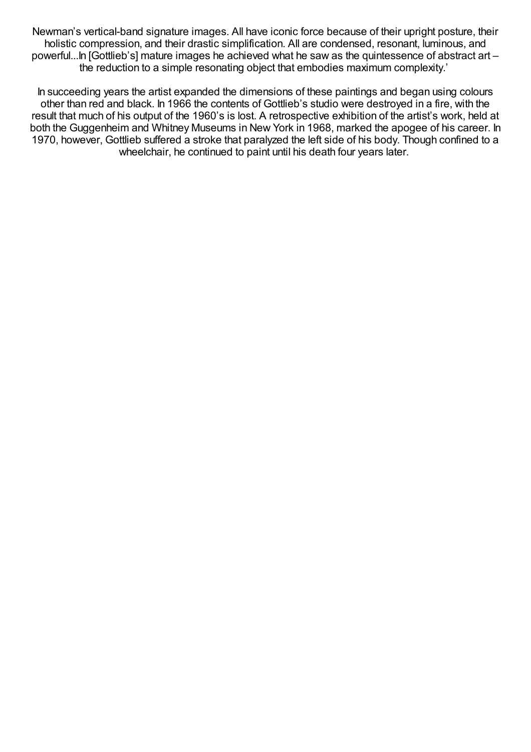Newman's vertical-band signature images. All have iconic force because of their upright posture, their holistic compression, and their drastic simplification. All are condensed, resonant, luminous, and powerful...In [Gottlieb's] mature images he achieved what he saw as the quintessence of abstract art – the reduction to a simple resonating object that embodies maximum complexity.'

In succeeding years the artist expanded the dimensions of these paintings and began using colours other than red and black. In 1966 the contents of Gottlieb's studio were destroyed in a fire, with the result that much of his output of the 1960's is lost. A retrospective exhibition of the artist's work, held at both the Guggenheim and Whitney Museums in New York in 1968, marked the apogee of his career. In 1970, however, Gottlieb suffered a stroke that paralyzed the left side of his body. Though confined to a wheelchair, he continued to paint until his death four years later.